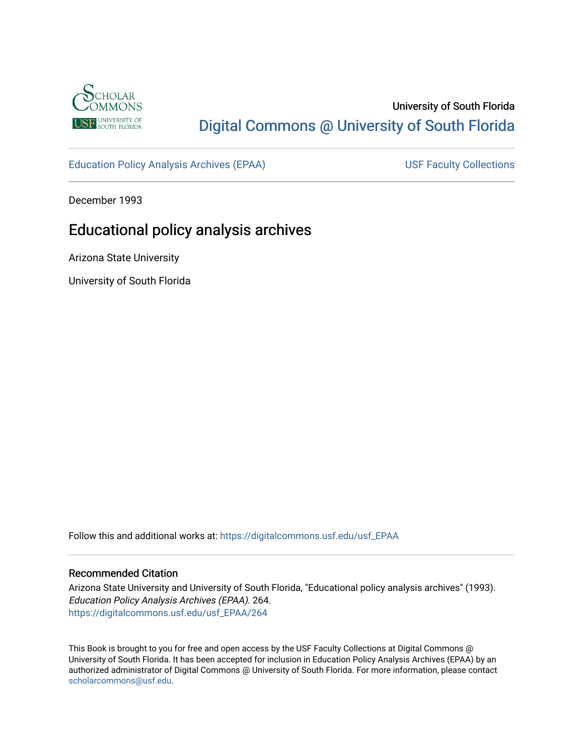University of South Florida

Digital Commons @ University of South Florida

Education Policy Analysis Archives (EPAA) USF Faculty Collections

December 1993

# Educational policy analysis archives

Arizona State University

University of South Florida

Follow this and additional works at: https://digitalcommons.usf.edu/usf_EPAA

## Recommended Citation

Arizona State University and University of South Florida, "Educational policy analysis archives" (1993). *Education Policy Analysis Archives (EPAA)*. 264.
https://digitalcommons.usf.edu/usf_EPAA/264

This Book is brought to you for free and open access by the USF Faculty Collections at Digital Commons @ University of South Florida. It has been accepted for inclusion in Education Policy Analysis Archives (EPAA) by an authorized administrator of Digital Commons @ University of South Florida. For more information, please contact scholarcommons@usf.edu.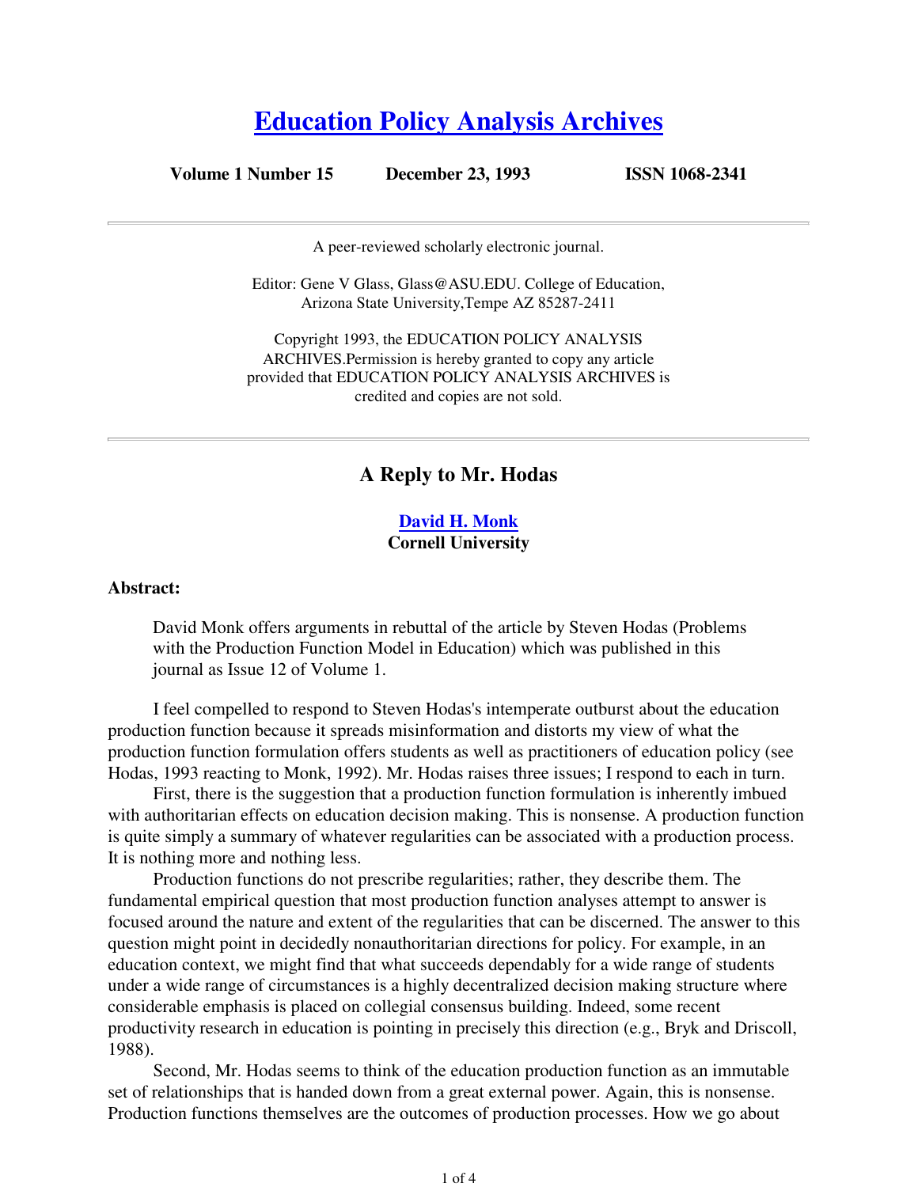# Education Policy Analysis Archives

**Volume 1 Number 15 December 23, 1993 ISSN 1068-2341**

A peer-reviewed scholarly electronic journal.

Editor: Gene V Glass, Glass@ASU.EDU. College of Education, Arizona State University,Tempe AZ 85287-2411

Copyright 1993, the EDUCATION POLICY ANALYSIS ARCHIVES.Permission is hereby granted to copy any article provided that EDUCATION POLICY ANALYSIS ARCHIVES is credited and copies are not sold.

## A Reply to Mr. Hodas

**David H. Monk**
**Cornell University**

**Abstract:**

> David Monk offers arguments in rebuttal of the article by Steven Hodas (Problems with the Production Function Model in Education) which was published in this journal as Issue 12 of Volume 1.

I feel compelled to respond to Steven Hodas's intemperate outburst about the education production function because it spreads misinformation and distorts my view of what the production function formulation offers students as well as practitioners of education policy (see Hodas, 1993 reacting to Monk, 1992). Mr. Hodas raises three issues; I respond to each in turn.

First, there is the suggestion that a production function formulation is inherently imbued with authoritarian effects on education decision making. This is nonsense. A production function is quite simply a summary of whatever regularities can be associated with a production process. It is nothing more and nothing less.

Production functions do not prescribe regularities; rather, they describe them. The fundamental empirical question that most production function analyses attempt to answer is focused around the nature and extent of the regularities that can be discerned. The answer to this question might point in decidedly nonauthoritarian directions for policy. For example, in an education context, we might find that what succeeds dependably for a wide range of students under a wide range of circumstances is a highly decentralized decision making structure where considerable emphasis is placed on collegial consensus building. Indeed, some recent productivity research in education is pointing in precisely this direction (e.g., Bryk and Driscoll, 1988).

Second, Mr. Hodas seems to think of the education production function as an immutable set of relationships that is handed down from a great external power. Again, this is nonsense. Production functions themselves are the outcomes of production processes. How we go about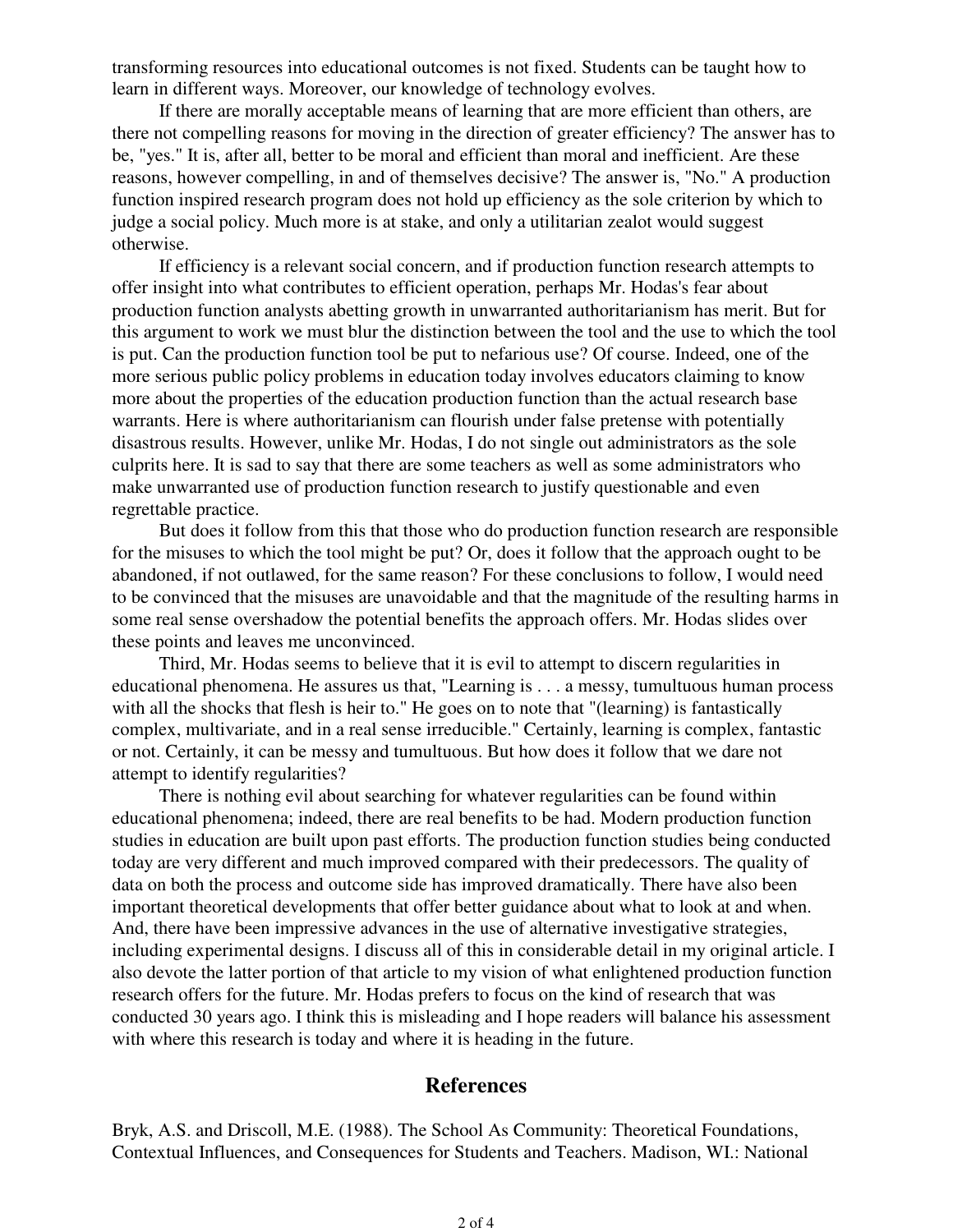transforming resources into educational outcomes is not fixed. Students can be taught how to learn in different ways. Moreover, our knowledge of technology evolves.

If there are morally acceptable means of learning that are more efficient than others, are there not compelling reasons for moving in the direction of greater efficiency? The answer has to be, "yes." It is, after all, better to be moral and efficient than moral and inefficient. Are these reasons, however compelling, in and of themselves decisive? The answer is, "No." A production function inspired research program does not hold up efficiency as the sole criterion by which to judge a social policy. Much more is at stake, and only a utilitarian zealot would suggest otherwise.

If efficiency is a relevant social concern, and if production function research attempts to offer insight into what contributes to efficient operation, perhaps Mr. Hodas's fear about production function analysts abetting growth in unwarranted authoritarianism has merit. But for this argument to work we must blur the distinction between the tool and the use to which the tool is put. Can the production function tool be put to nefarious use? Of course. Indeed, one of the more serious public policy problems in education today involves educators claiming to know more about the properties of the education production function than the actual research base warrants. Here is where authoritarianism can flourish under false pretense with potentially disastrous results. However, unlike Mr. Hodas, I do not single out administrators as the sole culprits here. It is sad to say that there are some teachers as well as some administrators who make unwarranted use of production function research to justify questionable and even regrettable practice.

But does it follow from this that those who do production function research are responsible for the misuses to which the tool might be put? Or, does it follow that the approach ought to be abandoned, if not outlawed, for the same reason? For these conclusions to follow, I would need to be convinced that the misuses are unavoidable and that the magnitude of the resulting harms in some real sense overshadow the potential benefits the approach offers. Mr. Hodas slides over these points and leaves me unconvinced.

Third, Mr. Hodas seems to believe that it is evil to attempt to discern regularities in educational phenomena. He assures us that, "Learning is . . . a messy, tumultuous human process with all the shocks that flesh is heir to." He goes on to note that "(learning) is fantastically complex, multivariate, and in a real sense irreducible." Certainly, learning is complex, fantastic or not. Certainly, it can be messy and tumultuous. But how does it follow that we dare not attempt to identify regularities?

There is nothing evil about searching for whatever regularities can be found within educational phenomena; indeed, there are real benefits to be had. Modern production function studies in education are built upon past efforts. The production function studies being conducted today are very different and much improved compared with their predecessors. The quality of data on both the process and outcome side has improved dramatically. There have also been important theoretical developments that offer better guidance about what to look at and when. And, there have been impressive advances in the use of alternative investigative strategies, including experimental designs. I discuss all of this in considerable detail in my original article. I also devote the latter portion of that article to my vision of what enlightened production function research offers for the future. Mr. Hodas prefers to focus on the kind of research that was conducted 30 years ago. I think this is misleading and I hope readers will balance his assessment with where this research is today and where it is heading in the future.

## References

Bryk, A.S. and Driscoll, M.E. (1988). The School As Community: Theoretical Foundations, Contextual Influences, and Consequences for Students and Teachers. Madison, WI.: National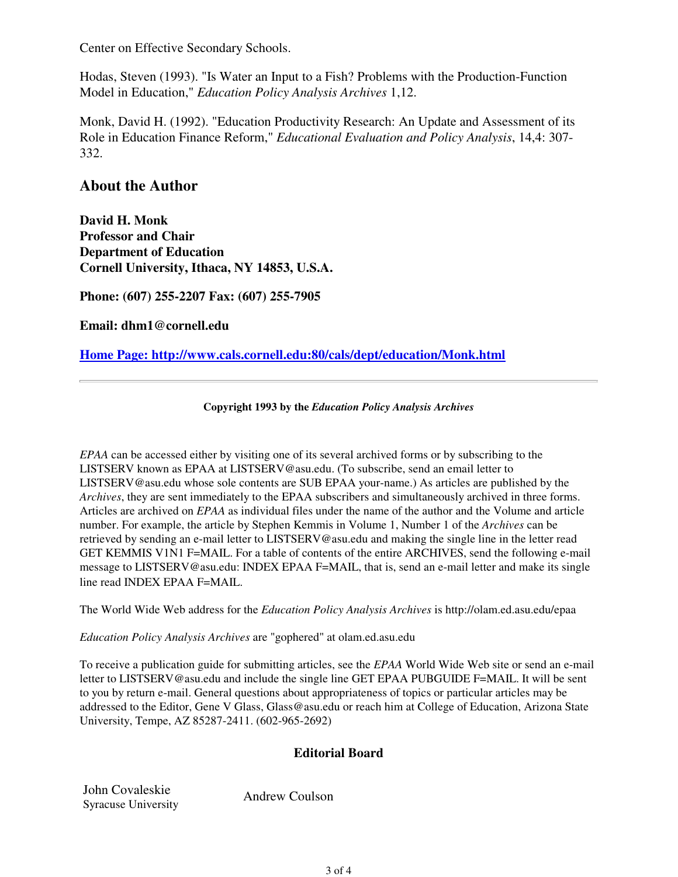Center on Effective Secondary Schools.

Hodas, Steven (1993). "Is Water an Input to a Fish? Problems with the Production-Function Model in Education," *Education Policy Analysis Archives* 1,12.

Monk, David H. (1992). "Education Productivity Research: An Update and Assessment of its Role in Education Finance Reform," *Educational Evaluation and Policy Analysis*, 14,4: 307-332.

## About the Author

**David H. Monk**
**Professor and Chair**
**Department of Education**
**Cornell University, Ithaca, NY 14853, U.S.A.**

**Phone: (607) 255-2207 Fax: (607) 255-7905**

**Email: dhm1@cornell.edu**

**Home Page: http://www.cals.cornell.edu:80/cals/dept/education/Monk.html**

---

**Copyright 1993 by the *Education Policy Analysis Archives***

*EPAA* can be accessed either by visiting one of its several archived forms or by subscribing to the LISTSERV known as EPAA at LISTSERV@asu.edu. (To subscribe, send an email letter to LISTSERV@asu.edu whose sole contents are SUB EPAA your-name.) As articles are published by the *Archives*, they are sent immediately to the EPAA subscribers and simultaneously archived in three forms. Articles are archived on *EPAA* as individual files under the name of the author and the Volume and article number. For example, the article by Stephen Kemmis in Volume 1, Number 1 of the *Archives* can be retrieved by sending an e-mail letter to LISTSERV@asu.edu and making the single line in the letter read GET KEMMIS V1N1 F=MAIL. For a table of contents of the entire ARCHIVES, send the following e-mail message to LISTSERV@asu.edu: INDEX EPAA F=MAIL, that is, send an e-mail letter and make its single line read INDEX EPAA F=MAIL.

The World Wide Web address for the *Education Policy Analysis Archives* is http://olam.ed.asu.edu/epaa

*Education Policy Analysis Archives* are "gophered" at olam.ed.asu.edu

To receive a publication guide for submitting articles, see the *EPAA* World Wide Web site or send an e-mail letter to LISTSERV@asu.edu and include the single line GET EPAA PUBGUIDE F=MAIL. It will be sent to you by return e-mail. General questions about appropriateness of topics or particular articles may be addressed to the Editor, Gene V Glass, Glass@asu.edu or reach him at College of Education, Arizona State University, Tempe, AZ 85287-2411. (602-965-2692)

### Editorial Board

| | |
|---|---|
| John Covaleskie<br>Syracuse University | Andrew Coulson |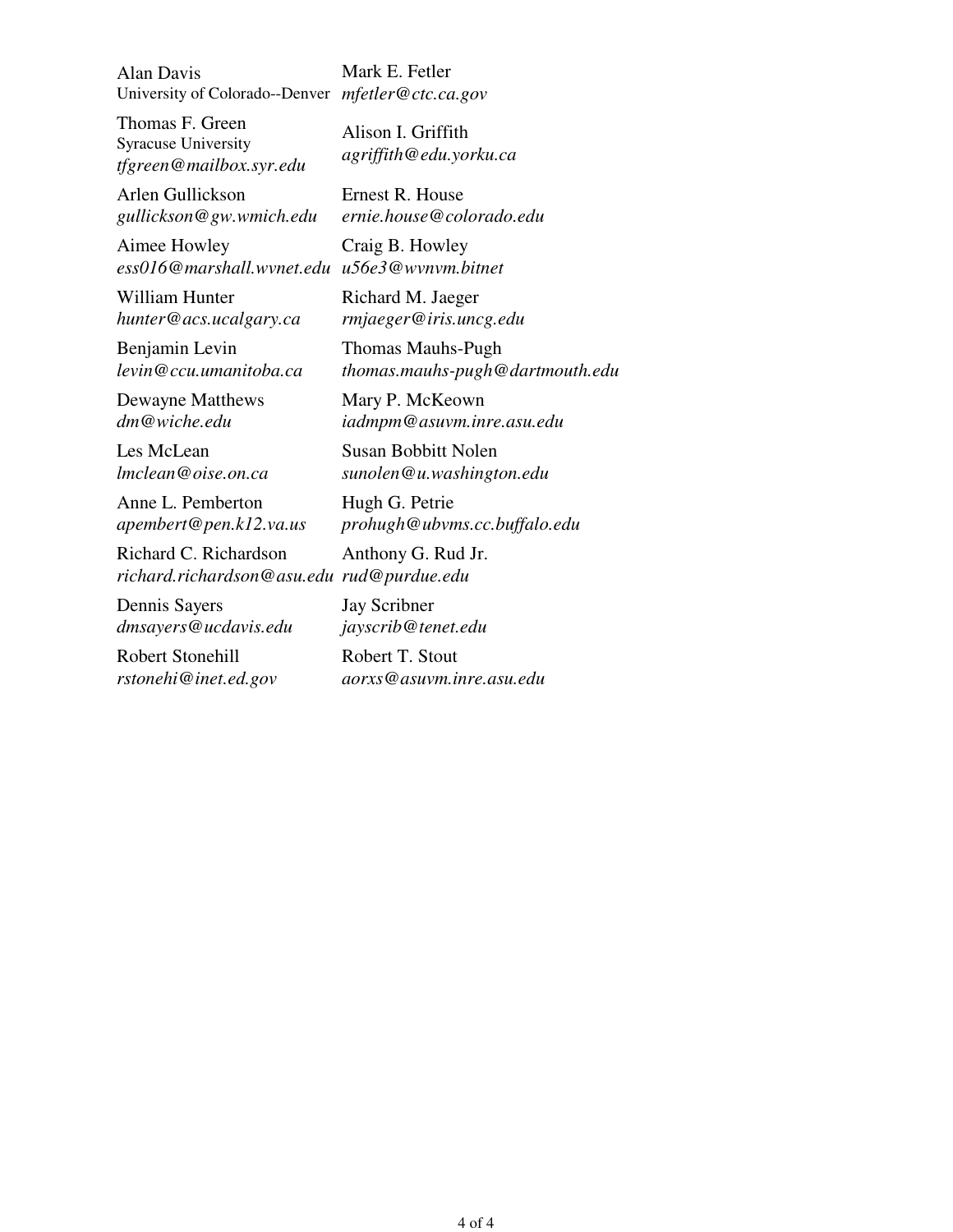Alan Davis
University of Colorado--Denver

Mark E. Fetler
*mfetler@ctc.ca.gov*

Thomas F. Green
Syracuse University
*tfgreen@mailbox.syr.edu*

Alison I. Griffith
*agriffith@edu.yorku.ca*

Arlen Gullickson
*gullickson@gw.wmich.edu*

Ernest R. House
*ernie.house@colorado.edu*

Aimee Howley
*ess016@marshall.wvnet.edu*

Craig B. Howley
*u56e3@wvnvm.bitnet*

William Hunter
*hunter@acs.ucalgary.ca*

Richard M. Jaeger
*rmjaeger@iris.uncg.edu*

Benjamin Levin
*levin@ccu.umanitoba.ca*

Thomas Mauhs-Pugh
*thomas.mauhs-pugh@dartmouth.edu*

Dewayne Matthews
*dm@wiche.edu*

Mary P. McKeown
*iadmpm@asuvm.inre.asu.edu*

Les McLean
*lmclean@oise.on.ca*

Susan Bobbitt Nolen
*sunolen@u.washington.edu*

Anne L. Pemberton
*apembert@pen.k12.va.us*

Hugh G. Petrie
*prohugh@ubvms.cc.buffalo.edu*

Richard C. Richardson
*richard.richardson@asu.edu*

Anthony G. Rud Jr.
*rud@purdue.edu*

Dennis Sayers
*dmsayers@ucdavis.edu*

Jay Scribner
*jayscrib@tenet.edu*

Robert Stonehill
*rstonehi@inet.ed.gov*

Robert T. Stout
*aorxs@asuvm.inre.asu.edu*